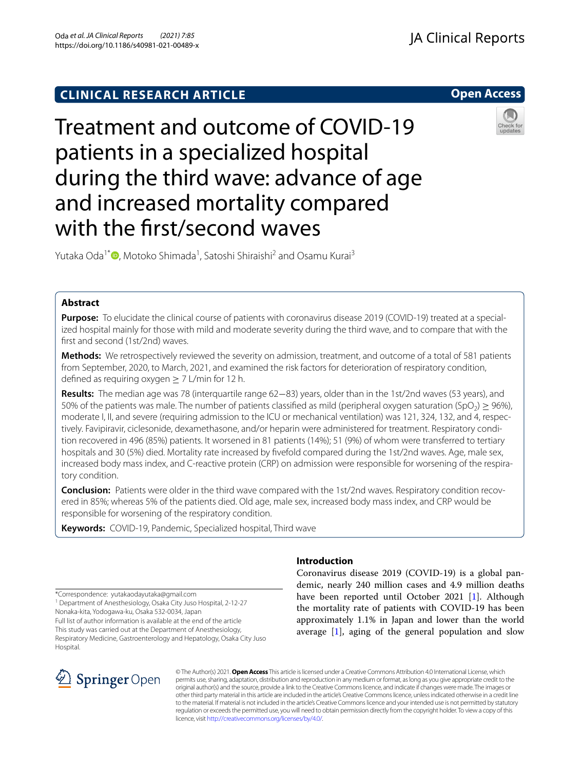CLINICAL RESEARCH ARTICLE

Open Access

# Treatment and outcome of COVID-19 patients in a specialized hospital during the third wave: advance of age and increased mortality compared with the first/second waves

Yutaka Oda[1*], Motoko Shimada[1], Satoshi Shiraishi[2] and Osamu Kurai[3]

## Abstract

**Purpose:** To elucidate the clinical course of patients with coronavirus disease 2019 (COVID-19) treated at a specialized hospital mainly for those with mild and moderate severity during the third wave, and to compare that with the first and second (1st/2nd) waves.

**Methods:** We retrospectively reviewed the severity on admission, treatment, and outcome of a total of 581 patients from September, 2020, to March, 2021, and examined the risk factors for deterioration of respiratory condition, defined as requiring oxygen ≥ 7 L/min for 12 h.

**Results:** The median age was 78 (interquartile range 62−83) years, older than in the 1st/2nd waves (53 years), and 50% of the patients was male. The number of patients classified as mild (peripheral oxygen saturation ($SpO_2$) ≥ 96%), moderate I, II, and severe (requiring admission to the ICU or mechanical ventilation) was 121, 324, 132, and 4, respectively. Favipiravir, ciclesonide, dexamethasone, and/or heparin were administered for treatment. Respiratory condition recovered in 496 (85%) patients. It worsened in 81 patients (14%); 51 (9%) of whom were transferred to tertiary hospitals and 30 (5%) died. Mortality rate increased by fivefold compared during the 1st/2nd waves. Age, male sex, increased body mass index, and C-reactive protein (CRP) on admission were responsible for worsening of the respiratory condition.

**Conclusion:** Patients were older in the third wave compared with the 1st/2nd waves. Respiratory condition recovered in 85%; whereas 5% of the patients died. Old age, male sex, increased body mass index, and CRP would be responsible for worsening of the respiratory condition.

**Keywords:** COVID-19, Pandemic, Specialized hospital, Third wave

## Introduction

Coronavirus disease 2019 (COVID-19) is a global pandemic, nearly 240 million cases and 4.9 million deaths have been reported until October 2021 [1]. Although the mortality rate of patients with COVID-19 has been approximately 1.1% in Japan and lower than the world average [1], aging of the general population and slow

*Correspondence: yutakaodayutaka@gmail.com
[1] Department of Anesthesiology, Osaka City Juso Hospital, 2-12-27 Nonaka-kita, Yodogawa-ku, Osaka 532-0034, Japan
Full list of author information is available at the end of the article
This study was carried out at the Department of Anesthesiology, Respiratory Medicine, Gastroenterology and Hepatology, Osaka City Juso Hospital.

© The Author(s) 2021. **Open Access** This article is licensed under a Creative Commons Attribution 4.0 International License, which permits use, sharing, adaptation, distribution and reproduction in any medium or format, as long as you give appropriate credit to the original author(s) and the source, provide a link to the Creative Commons licence, and indicate if changes were made. The images or other third party material in this article are included in the article's Creative Commons licence, unless indicated otherwise in a credit line to the material. If material is not included in the article's Creative Commons licence and your intended use is not permitted by statutory regulation or exceeds the permitted use, you will need to obtain permission directly from the copyright holder. To view a copy of this licence, visit http://creativecommons.org/licenses/by/4.0/.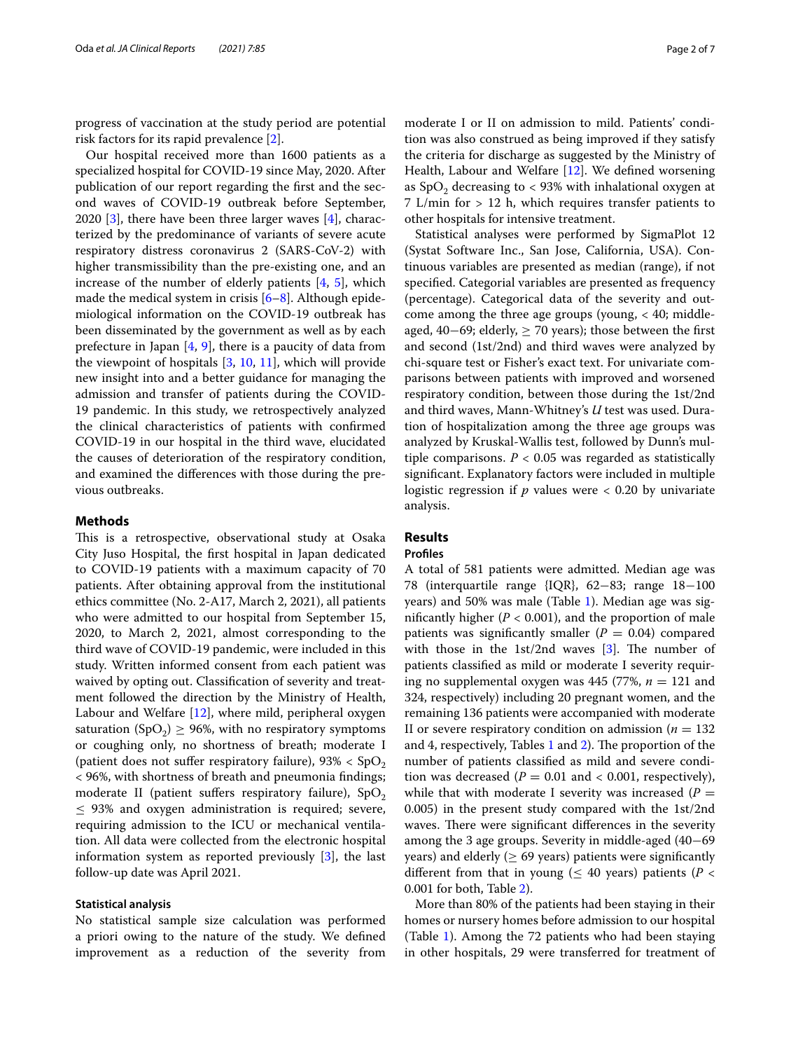progress of vaccination at the study period are potential risk factors for its rapid prevalence [2].

Our hospital received more than 1600 patients as a specialized hospital for COVID-19 since May, 2020. After publication of our report regarding the first and the second waves of COVID-19 outbreak before September, 2020 [3], there have been three larger waves [4], characterized by the predominance of variants of severe acute respiratory distress coronavirus 2 (SARS-CoV-2) with higher transmissibility than the pre-existing one, and an increase of the number of elderly patients [4, 5], which made the medical system in crisis [6–8]. Although epidemiological information on the COVID-19 outbreak has been disseminated by the government as well as by each prefecture in Japan [4, 9], there is a paucity of data from the viewpoint of hospitals [3, 10, 11], which will provide new insight into and a better guidance for managing the admission and transfer of patients during the COVID-19 pandemic. In this study, we retrospectively analyzed the clinical characteristics of patients with confirmed COVID-19 in our hospital in the third wave, elucidated the causes of deterioration of the respiratory condition, and examined the differences with those during the previous outbreaks.

## Methods

This is a retrospective, observational study at Osaka City Juso Hospital, the first hospital in Japan dedicated to COVID-19 patients with a maximum capacity of 70 patients. After obtaining approval from the institutional ethics committee (No. 2-A17, March 2, 2021), all patients who were admitted to our hospital from September 15, 2020, to March 2, 2021, almost corresponding to the third wave of COVID-19 pandemic, were included in this study. Written informed consent from each patient was waived by opting out. Classification of severity and treatment followed the direction by the Ministry of Health, Labour and Welfare [12], where mild, peripheral oxygen saturation ($SpO_2$) ≥ 96%, with no respiratory symptoms or coughing only, no shortness of breath; moderate I (patient does not suffer respiratory failure), 93% < $SpO_2$ < 96%, with shortness of breath and pneumonia findings; moderate II (patient suffers respiratory failure), $SpO_2$ ≤ 93% and oxygen administration is required; severe, requiring admission to the ICU or mechanical ventilation. All data were collected from the electronic hospital information system as reported previously [3], the last follow-up date was April 2021.

### Statistical analysis

No statistical sample size calculation was performed a priori owing to the nature of the study. We defined improvement as a reduction of the severity from moderate I or II on admission to mild. Patients' condition was also construed as being improved if they satisfy the criteria for discharge as suggested by the Ministry of Health, Labour and Welfare [12]. We defined worsening as $SpO_2$ decreasing to < 93% with inhalational oxygen at 7 L/min for > 12 h, which requires transfer patients to other hospitals for intensive treatment.

Statistical analyses were performed by SigmaPlot 12 (Systat Software Inc., San Jose, California, USA). Continuous variables are presented as median (range), if not specified. Categorial variables are presented as frequency (percentage). Categorical data of the severity and outcome among the three age groups (young, < 40; middle-aged, 40−69; elderly, ≥ 70 years); those between the first and second (1st/2nd) and third waves were analyzed by chi-square test or Fisher's exact text. For univariate comparisons between patients with improved and worsened respiratory condition, between those during the 1st/2nd and third waves, Mann-Whitney's *U* test was used. Duration of hospitalization among the three age groups was analyzed by Kruskal-Wallis test, followed by Dunn's multiple comparisons. $P < 0.05$ was regarded as statistically significant. Explanatory factors were included in multiple logistic regression if $p$ values were < 0.20 by univariate analysis.

## Results

### Profiles

A total of 581 patients were admitted. Median age was 78 (interquartile range {IQR}, 62−83; range 18−100 years) and 50% was male (Table 1). Median age was significantly higher ($P < 0.001$), and the proportion of male patients was significantly smaller ($P = 0.04$) compared with those in the 1st/2nd waves [3]. The number of patients classified as mild or moderate I severity requiring no supplemental oxygen was 445 (77%, $n = 121$ and 324, respectively) including 20 pregnant women, and the remaining 136 patients were accompanied with moderate II or severe respiratory condition on admission ($n = 132$ and 4, respectively, Tables 1 and 2). The proportion of the number of patients classified as mild and severe condition was decreased ($P = 0.01$ and < 0.001, respectively), while that with moderate I severity was increased ($P = 0.005$) in the present study compared with the 1st/2nd waves. There were significant differences in the severity among the 3 age groups. Severity in middle-aged (40−69 years) and elderly (≥ 69 years) patients were significantly different from that in young (≤ 40 years) patients ($P < 0.001$ for both, Table 2).

More than 80% of the patients had been staying in their homes or nursery homes before admission to our hospital (Table 1). Among the 72 patients who had been staying in other hospitals, 29 were transferred for treatment of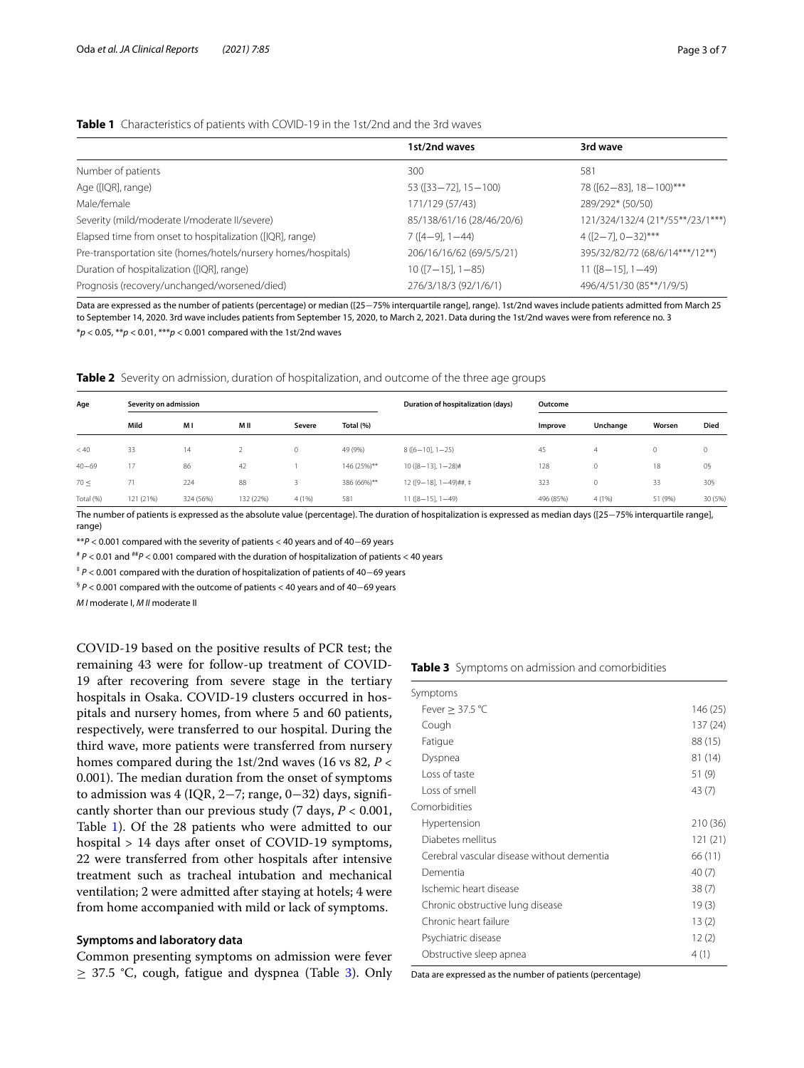**Table 1** Characteristics of patients with COVID-19 in the 1st/2nd and the 3rd waves

| | 1st/2nd waves | 3rd wave |
|---|---|---|
| Number of patients | 300 | 581 |
| Age ([IQR], range) | 53 ([33−72], 15−100) | 78 ([62−83], 18−100)*** |
| Male/female | 171/129 (57/43) | 289/292* (50/50) |
| Severity (mild/moderate I/moderate II/severe) | 85/138/61/16 (28/46/20/6) | 121/324/132/4 (21*/55**/23/1***) |
| Elapsed time from onset to hospitalization ([IQR], range) | 7 ([4−9], 1−44) | 4 ([2−7], 0−32)*** |
| Pre-transportation site (homes/hotels/nursery homes/hospitals) | 206/16/16/62 (69/5/5/21) | 395/32/82/72 (68/6/14***/12**) |
| Duration of hospitalization ([IQR], range) | 10 ([7−15], 1−85) | 11 ([8−15], 1−49) |
| Prognosis (recovery/unchanged/worsened/died) | 276/3/18/3 (92/1/6/1) | 496/4/51/30 (85**/1/9/5) |

Data are expressed as the number of patients (percentage) or median ([25−75% interquartile range], range). 1st/2nd waves include patients admitted from March 25 to September 14, 2020. 3rd wave includes patients from September 15, 2020, to March 2, 2021. Data during the 1st/2nd waves were from reference no. 3

*$p < 0.05$, **$p < 0.01$, ***$p < 0.001$ compared with the 1st/2nd waves

**Table 2** Severity on admission, duration of hospitalization, and outcome of the three age groups

| Age | Severity on admission | | | | | Duration of hospitalization (days) | Outcome | | | |
|---|---|---|---|---|---|---|---|---|---|---|
| | Mild | M I | M II | Severe | Total (%) | | Improve | Unchange | Worsen | Died |
| < 40 | 33 | 14 | 2 | 0 | 49 (9%) | 8 ([6−10], 1−25) | 45 | 4 | 0 | 0 |
| 40−69 | 17 | 86 | 42 | 1 | 146 (25%)** | 10 ([8−13], 1−28)# | 128 | 0 | 18 | 0§ |
| 70 ≤ | 71 | 224 | 88 | 3 | 386 (66%)** | 12 ([9−18], 1−49)##, ‡ | 323 | 0 | 33 | 30§ |
| Total (%) | 121 (21%) | 324 (56%) | 132 (22%) | 4 (1%) | 581 | 11 ([8−15], 1−49) | 496 (85%) | 4 (1%) | 51 (9%) | 30 (5%) |

The number of patients is expressed as the absolute value (percentage). The duration of hospitalization is expressed as median days ([25−75% interquartile range], range)

**$P < 0.001$ compared with the severity of patients < 40 years and of 40−69 years

# $P < 0.01$ and ## $P < 0.001$ compared with the duration of hospitalization of patients < 40 years

‡ $P < 0.001$ compared with the duration of hospitalization of patients of 40−69 years

§ $P < 0.001$ compared with the outcome of patients < 40 years and of 40−69 years

*M I* moderate I, *M II* moderate II

COVID-19 based on the positive results of PCR test; the remaining 43 were for follow-up treatment of COVID-19 after recovering from severe stage in the tertiary hospitals in Osaka. COVID-19 clusters occurred in hospitals and nursery homes, from where 5 and 60 patients, respectively, were transferred to our hospital. During the third wave, more patients were transferred from nursery homes compared during the 1st/2nd waves (16 vs 82, $P < 0.001$). The median duration from the onset of symptoms to admission was 4 (IQR, 2−7; range, 0−32) days, significantly shorter than our previous study (7 days, $P < 0.001$, Table 1). Of the 28 patients who were admitted to our hospital > 14 days after onset of COVID-19 symptoms, 22 were transferred from other hospitals after intensive treatment such as tracheal intubation and mechanical ventilation; 2 were admitted after staying at hotels; 4 were from home accompanied with mild or lack of symptoms.

### Symptoms and laboratory data

Common presenting symptoms on admission were fever ≥ 37.5 °C, cough, fatigue and dyspnea (Table 3). Only

**Table 3** Symptoms on admission and comorbidities

| | |
|---|---|
| Symptoms | |
| Fever ≥ 37.5 °C | 146 (25) |
| Cough | 137 (24) |
| Fatigue | 88 (15) |
| Dyspnea | 81 (14) |
| Loss of taste | 51 (9) |
| Loss of smell | 43 (7) |
| Comorbidities | |
| Hypertension | 210 (36) |
| Diabetes mellitus | 121 (21) |
| Cerebral vascular disease without dementia | 66 (11) |
| Dementia | 40 (7) |
| Ischemic heart disease | 38 (7) |
| Chronic obstructive lung disease | 19 (3) |
| Chronic heart failure | 13 (2) |
| Psychiatric disease | 12 (2) |
| Obstructive sleep apnea | 4 (1) |

Data are expressed as the number of patients (percentage)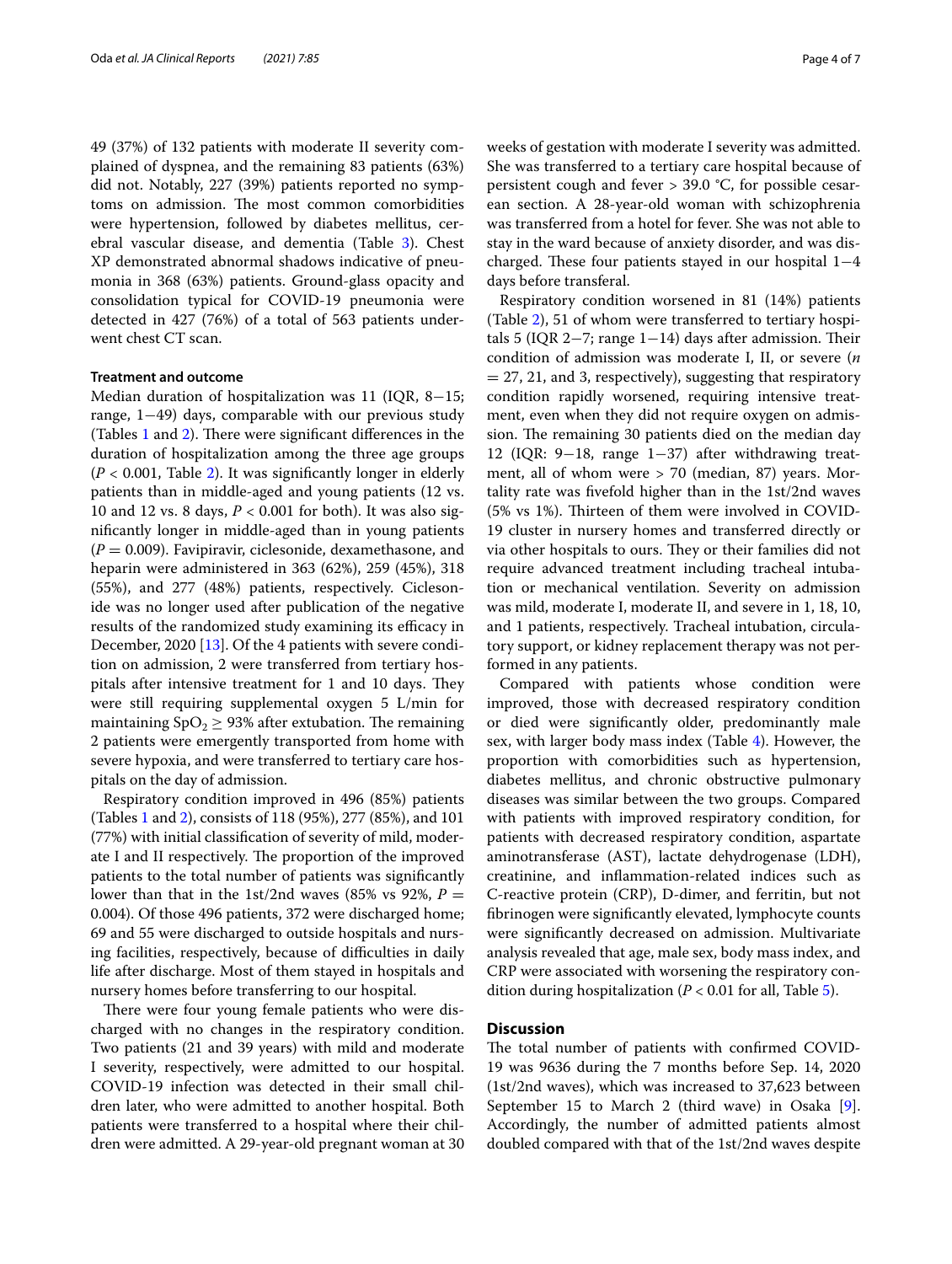49 (37%) of 132 patients with moderate II severity complained of dyspnea, and the remaining 83 patients (63%) did not. Notably, 227 (39%) patients reported no symptoms on admission. The most common comorbidities were hypertension, followed by diabetes mellitus, cerebral vascular disease, and dementia (Table 3). Chest XP demonstrated abnormal shadows indicative of pneumonia in 368 (63%) patients. Ground-glass opacity and consolidation typical for COVID-19 pneumonia were detected in 427 (76%) of a total of 563 patients underwent chest CT scan.

### Treatment and outcome

Median duration of hospitalization was 11 (IQR, 8−15; range, 1−49) days, comparable with our previous study (Tables 1 and 2). There were significant differences in the duration of hospitalization among the three age groups ($P < 0.001$, Table 2). It was significantly longer in elderly patients than in middle-aged and young patients (12 vs. 10 and 12 vs. 8 days, $P < 0.001$ for both). It was also significantly longer in middle-aged than in young patients ($P = 0.009$). Favipiravir, ciclesonide, dexamethasone, and heparin were administered in 363 (62%), 259 (45%), 318 (55%), and 277 (48%) patients, respectively. Ciclesonide was no longer used after publication of the negative results of the randomized study examining its efficacy in December, 2020 [13]. Of the 4 patients with severe condition on admission, 2 were transferred from tertiary hospitals after intensive treatment for 1 and 10 days. They were still requiring supplemental oxygen 5 L/min for maintaining $SpO_2 \geq 93\%$ after extubation. The remaining 2 patients were emergently transported from home with severe hypoxia, and were transferred to tertiary care hospitals on the day of admission.

Respiratory condition improved in 496 (85%) patients (Tables 1 and 2), consists of 118 (95%), 277 (85%), and 101 (77%) with initial classification of severity of mild, moderate I and II respectively. The proportion of the improved patients to the total number of patients was significantly lower than that in the 1st/2nd waves (85% vs 92%, $P = 0.004$). Of those 496 patients, 372 were discharged home; 69 and 55 were discharged to outside hospitals and nursing facilities, respectively, because of difficulties in daily life after discharge. Most of them stayed in hospitals and nursery homes before transferring to our hospital.

There were four young female patients who were discharged with no changes in the respiratory condition. Two patients (21 and 39 years) with mild and moderate I severity, respectively, were admitted to our hospital. COVID-19 infection was detected in their small children later, who were admitted to another hospital. Both patients were transferred to a hospital where their children were admitted. A 29-year-old pregnant woman at 30 weeks of gestation with moderate I severity was admitted. She was transferred to a tertiary care hospital because of persistent cough and fever > 39.0 °C, for possible cesarean section. A 28-year-old woman with schizophrenia was transferred from a hotel for fever. She was not able to stay in the ward because of anxiety disorder, and was discharged. These four patients stayed in our hospital 1−4 days before transferal.

Respiratory condition worsened in 81 (14%) patients (Table 2), 51 of whom were transferred to tertiary hospitals 5 (IQR 2−7; range 1−14) days after admission. Their condition of admission was moderate I, II, or severe ($n = 27$, 21, and 3, respectively), suggesting that respiratory condition rapidly worsened, requiring intensive treatment, even when they did not require oxygen on admission. The remaining 30 patients died on the median day 12 (IQR: 9−18, range 1−37) after withdrawing treatment, all of whom were > 70 (median, 87) years. Mortality rate was fivefold higher than in the 1st/2nd waves (5% vs 1%). Thirteen of them were involved in COVID-19 cluster in nursery homes and transferred directly or via other hospitals to ours. They or their families did not require advanced treatment including tracheal intubation or mechanical ventilation. Severity on admission was mild, moderate I, moderate II, and severe in 1, 18, 10, and 1 patients, respectively. Tracheal intubation, circulatory support, or kidney replacement therapy was not performed in any patients.

Compared with patients whose condition were improved, those with decreased respiratory condition or died were significantly older, predominantly male sex, with larger body mass index (Table 4). However, the proportion with comorbidities such as hypertension, diabetes mellitus, and chronic obstructive pulmonary diseases was similar between the two groups. Compared with patients with improved respiratory condition, for patients with decreased respiratory condition, aspartate aminotransferase (AST), lactate dehydrogenase (LDH), creatinine, and inflammation-related indices such as C-reactive protein (CRP), D-dimer, and ferritin, but not fibrinogen were significantly elevated, lymphocyte counts were significantly decreased on admission. Multivariate analysis revealed that age, male sex, body mass index, and CRP were associated with worsening the respiratory condition during hospitalization ($P < 0.01$ for all, Table 5).

## Discussion

The total number of patients with confirmed COVID-19 was 9636 during the 7 months before Sep. 14, 2020 (1st/2nd waves), which was increased to 37,623 between September 15 to March 2 (third wave) in Osaka [9]. Accordingly, the number of admitted patients almost doubled compared with that of the 1st/2nd waves despite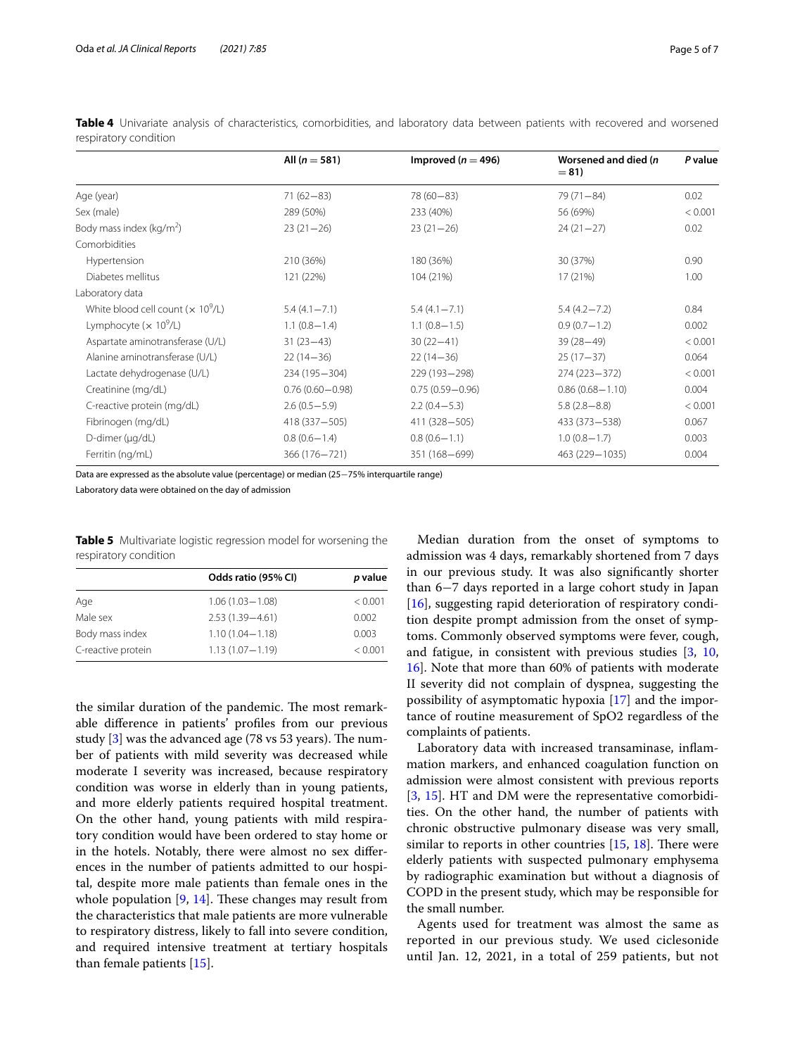**Table 4** Univariate analysis of characteristics, comorbidities, and laboratory data between patients with recovered and worsened respiratory condition

| | All ($n = 581$) | Improved ($n = 496$) | Worsened and died ($n = 81$) | *P* value |
|---|---|---|---|---|
| Age (year) | 71 (62−83) | 78 (60−83) | 79 (71−84) | 0.02 |
| Sex (male) | 289 (50%) | 233 (40%) | 56 (69%) | < 0.001 |
| Body mass index (kg/m$^2$) | 23 (21−26) | 23 (21−26) | 24 (21−27) | 0.02 |
| Comorbidities | | | | |
| Hypertension | 210 (36%) | 180 (36%) | 30 (37%) | 0.90 |
| Diabetes mellitus | 121 (22%) | 104 (21%) | 17 (21%) | 1.00 |
| Laboratory data | | | | |
| White blood cell count ($\times 10^9$/L) | 5.4 (4.1−7.1) | 5.4 (4.1−7.1) | 5.4 (4.2−7.2) | 0.84 |
| Lymphocyte ($\times 10^9$/L) | 1.1 (0.8−1.4) | 1.1 (0.8−1.5) | 0.9 (0.7−1.2) | 0.002 |
| Aspartate aminotransferase (U/L) | 31 (23−43) | 30 (22−41) | 39 (28−49) | < 0.001 |
| Alanine aminotransferase (U/L) | 22 (14−36) | 22 (14−36) | 25 (17−37) | 0.064 |
| Lactate dehydrogenase (U/L) | 234 (195−304) | 229 (193−298) | 274 (223−372) | < 0.001 |
| Creatinine (mg/dL) | 0.76 (0.60−0.98) | 0.75 (0.59−0.96) | 0.86 (0.68−1.10) | 0.004 |
| C-reactive protein (mg/dL) | 2.6 (0.5−5.9) | 2.2 (0.4−5.3) | 5.8 (2.8−8.8) | < 0.001 |
| Fibrinogen (mg/dL) | 418 (337−505) | 411 (328−505) | 433 (373−538) | 0.067 |
| D-dimer (μg/dL) | 0.8 (0.6−1.4) | 0.8 (0.6−1.1) | 1.0 (0.8−1.7) | 0.003 |
| Ferritin (ng/mL) | 366 (176−721) | 351 (168−699) | 463 (229−1035) | 0.004 |

Data are expressed as the absolute value (percentage) or median (25−75% interquartile range)

Laboratory data were obtained on the day of admission

**Table 5** Multivariate logistic regression model for worsening the respiratory condition

| | Odds ratio (95% CI) | *p* value |
|---|---|---|
| Age | 1.06 (1.03−1.08) | < 0.001 |
| Male sex | 2.53 (1.39−4.61) | 0.002 |
| Body mass index | 1.10 (1.04−1.18) | 0.003 |
| C-reactive protein | 1.13 (1.07−1.19) | < 0.001 |

the similar duration of the pandemic. The most remarkable difference in patients' profiles from our previous study [3] was the advanced age (78 vs 53 years). The number of patients with mild severity was decreased while moderate I severity was increased, because respiratory condition was worse in elderly than in young patients, and more elderly patients required hospital treatment. On the other hand, young patients with mild respiratory condition would have been ordered to stay home or in the hotels. Notably, there were almost no sex differences in the number of patients admitted to our hospital, despite more male patients than female ones in the whole population [9, 14]. These changes may result from the characteristics that male patients are more vulnerable to respiratory distress, likely to fall into severe condition, and required intensive treatment at tertiary hospitals than female patients [15].

Median duration from the onset of symptoms to admission was 4 days, remarkably shortened from 7 days in our previous study. It was also significantly shorter than 6−7 days reported in a large cohort study in Japan [16], suggesting rapid deterioration of respiratory condition despite prompt admission from the onset of symptoms. Commonly observed symptoms were fever, cough, and fatigue, in consistent with previous studies [3, 10, 16]. Note that more than 60% of patients with moderate II severity did not complain of dyspnea, suggesting the possibility of asymptomatic hypoxia [17] and the importance of routine measurement of SpO2 regardless of the complaints of patients.

Laboratory data with increased transaminase, inflammation markers, and enhanced coagulation function on admission were almost consistent with previous reports [3, 15]. HT and DM were the representative comorbidities. On the other hand, the number of patients with chronic obstructive pulmonary disease was very small, similar to reports in other countries [15, 18]. There were elderly patients with suspected pulmonary emphysema by radiographic examination but without a diagnosis of COPD in the present study, which may be responsible for the small number.

Agents used for treatment was almost the same as reported in our previous study. We used ciclesonide until Jan. 12, 2021, in a total of 259 patients, but not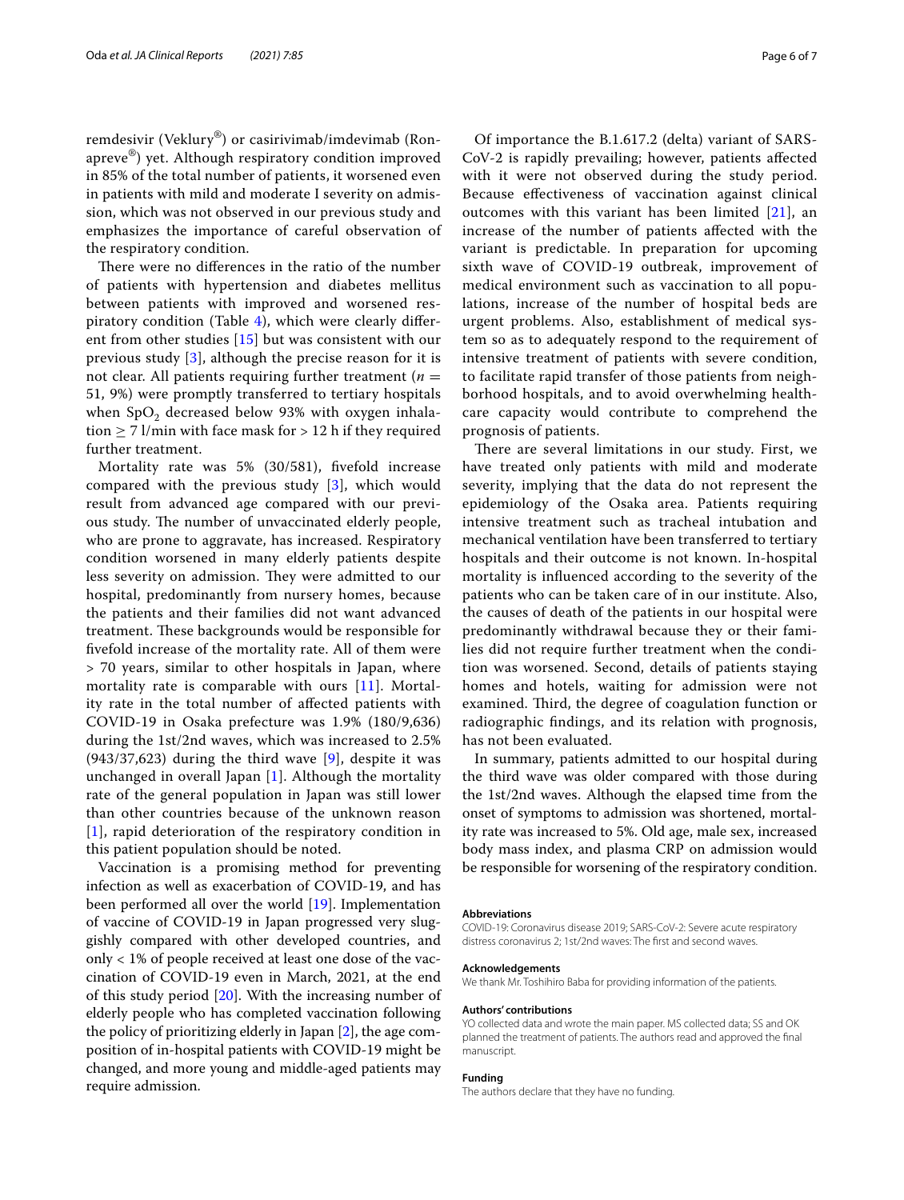remdesivir (Veklury®) or casirivimab/imdevimab (Ronapreve®) yet. Although respiratory condition improved in 85% of the total number of patients, it worsened even in patients with mild and moderate I severity on admission, which was not observed in our previous study and emphasizes the importance of careful observation of the respiratory condition.

There were no differences in the ratio of the number of patients with hypertension and diabetes mellitus between patients with improved and worsened respiratory condition (Table 4), which were clearly different from other studies [15] but was consistent with our previous study [3], although the precise reason for it is not clear. All patients requiring further treatment ($n$ = 51, 9%) were promptly transferred to tertiary hospitals when $SpO_2$ decreased below 93% with oxygen inhalation ≥ 7 l/min with face mask for > 12 h if they required further treatment.

Mortality rate was 5% (30/581), fivefold increase compared with the previous study [3], which would result from advanced age compared with our previous study. The number of unvaccinated elderly people, who are prone to aggravate, has increased. Respiratory condition worsened in many elderly patients despite less severity on admission. They were admitted to our hospital, predominantly from nursery homes, because the patients and their families did not want advanced treatment. These backgrounds would be responsible for fivefold increase of the mortality rate. All of them were > 70 years, similar to other hospitals in Japan, where mortality rate is comparable with ours [11]. Mortality rate in the total number of affected patients with COVID-19 in Osaka prefecture was 1.9% (180/9,636) during the 1st/2nd waves, which was increased to 2.5% (943/37,623) during the third wave [9], despite it was unchanged in overall Japan [1]. Although the mortality rate of the general population in Japan was still lower than other countries because of the unknown reason [1], rapid deterioration of the respiratory condition in this patient population should be noted.

Vaccination is a promising method for preventing infection as well as exacerbation of COVID-19, and has been performed all over the world [19]. Implementation of vaccine of COVID-19 in Japan progressed very sluggishly compared with other developed countries, and only < 1% of people received at least one dose of the vaccination of COVID-19 even in March, 2021, at the end of this study period [20]. With the increasing number of elderly people who has completed vaccination following the policy of prioritizing elderly in Japan [2], the age composition of in-hospital patients with COVID-19 might be changed, and more young and middle-aged patients may require admission.

Of importance the B.1.617.2 (delta) variant of SARS-CoV-2 is rapidly prevailing; however, patients affected with it were not observed during the study period. Because effectiveness of vaccination against clinical outcomes with this variant has been limited [21], an increase of the number of patients affected with the variant is predictable. In preparation for upcoming sixth wave of COVID-19 outbreak, improvement of medical environment such as vaccination to all populations, increase of the number of hospital beds are urgent problems. Also, establishment of medical system so as to adequately respond to the requirement of intensive treatment of patients with severe condition, to facilitate rapid transfer of those patients from neighborhood hospitals, and to avoid overwhelming healthcare capacity would contribute to comprehend the prognosis of patients.

There are several limitations in our study. First, we have treated only patients with mild and moderate severity, implying that the data do not represent the epidemiology of the Osaka area. Patients requiring intensive treatment such as tracheal intubation and mechanical ventilation have been transferred to tertiary hospitals and their outcome is not known. In-hospital mortality is influenced according to the severity of the patients who can be taken care of in our institute. Also, the causes of death of the patients in our hospital were predominantly withdrawal because they or their families did not require further treatment when the condition was worsened. Second, details of patients staying homes and hotels, waiting for admission were not examined. Third, the degree of coagulation function or radiographic findings, and its relation with prognosis, has not been evaluated.

In summary, patients admitted to our hospital during the third wave was older compared with those during the 1st/2nd waves. Although the elapsed time from the onset of symptoms to admission was shortened, mortality rate was increased to 5%. Old age, male sex, increased body mass index, and plasma CRP on admission would be responsible for worsening of the respiratory condition.

#### Abbreviations
COVID-19: Coronavirus disease 2019; SARS-CoV-2: Severe acute respiratory distress coronavirus 2; 1st/2nd waves: The first and second waves.

#### Acknowledgements
We thank Mr. Toshihiro Baba for providing information of the patients.

#### Authors' contributions
YO collected data and wrote the main paper. MS collected data; SS and OK planned the treatment of patients. The authors read and approved the final manuscript.

#### Funding
The authors declare that they have no funding.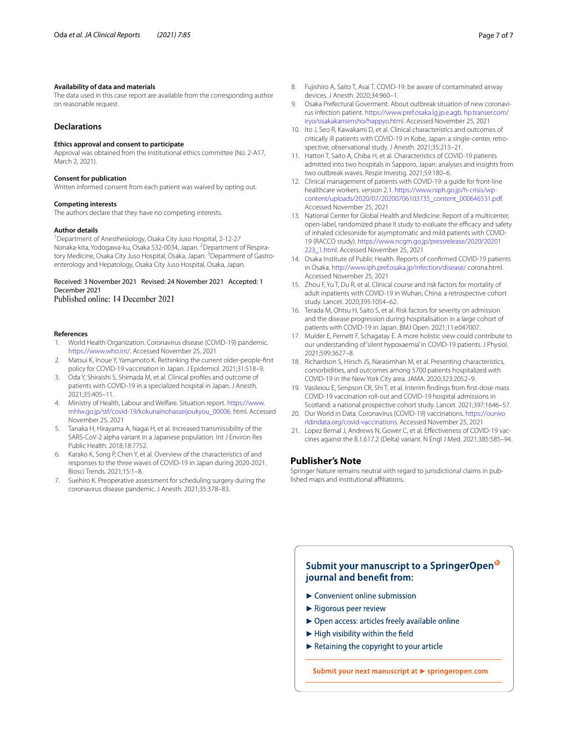### Availability of data and materials

The data used in this case report are available from the corresponding author on reasonable request.

## Declarations

### Ethics approval and consent to participate

Approval was obtained from the institutional ethics committee (No. 2-A17, March 2, 2021).

### Consent for publication

Written informed consent from each patient was waived by opting out.

### Competing interests

The authors declare that they have no competing interests.

### Author details

[1]Department of Anesthesiology, Osaka City Juso Hospital, 2-12-27 Nonaka-kita, Yodogawa-ku, Osaka 532-0034, Japan. [2]Department of Respiratory Medicine, Osaka City Juso Hospital, Osaka, Japan. [3]Department of Gastroenterology and Hepatology, Osaka City Juso Hospital, Osaka, Japan.

Received: 3 November 2021 Revised: 24 November 2021 Accepted: 1 December 2021
Published online: 14 December 2021

### References

1. World Health Organization. Coronavirus disease (COVID-19) pandemic. https://www.who.int/. Accessed November 25, 2021
2. Matsui K, Inoue Y, Yamamoto K. Rethinking the current older-people-first policy for COVID-19 vaccination in Japan. J Epidemiol. 2021;31:518–9.
3. Oda Y, Shiraishi S, Shimada M, et al. Clinical profiles and outcome of patients with COVID-19 in a specialized hospital in Japan. J Anesth. 2021;35:405–11.
4. Ministry of Health, Labour and Welfare. Situation report. https://www.mhlw.go.jp/stf/covid-19/kokunainohasseijoukyou_00006. html. Accessed November 25, 2021
5. Tanaka H, Hirayama A, Nagai H, et al. Increased transmissibility of the SARS-CoV-2 alpha variant in a Japanese population. Int J Environ Res Public Health. 2018;18:7752.
6. Karako K, Song P, Chen Y, et al. Overview of the characteristics of and responses to the three waves of COVID-19 in Japan during 2020-2021. Biosci Trends. 2021;15:1–8.
7. Suehiro K. Preoperative assessment for scheduling surgery during the coronavirus disease pandemic. J Anesth. 2021;35:378–83.
8. Fujishiro A, Saito T, Asai T. COVID-19: be aware of contaminated airway devices. J Anesth. 2020;34:960–1.
9. Osaka Prefectural Goverment. About outbreak situation of new coronavirus infection patient. https://www.pref.osaka.lg.jp.e.agb. hp.transer.com/iryo/osakakansensho/happyo.html. Accessed November 25, 2021
10. Ito J, Seo R, Kawakami D, et al. Clinical characteristics and outcomes of critically ill patients with COVID-19 in Kobe, Japan: a single-center, retrospective, observational study. J Anesth. 2021;35:213–21.
11. Hattori T, Saito A, Chiba H, et al. Characteristics of COVID-19 patients admitted into two hospitals in Sapporo, Japan: analyses and insights from two outbreak waves. Respir Investig. 2021;59:180–6.
12. Clinical management of patients with COVID-19: a guide for front-line healthcare workers. version 2.1. https://www.niph.go.jp/h-crisis/wp-content/uploads/2020/07/20200706103735_content_000646531.pdf. Accessed November 25, 2021
13. National Center for Global Health and Medicine. Report of a multicenter, open-label, randomized phase II study to evaluate the efficacy and safety of inhaled ciclesonide for asymptomatic and mild patients with COVID-19 (RACCO study). https://www.ncgm.go.jp/pressrelease/2020/20201223_1.html. Accessed November 25, 2021
14. Osaka Institute of Public Health. Reports of confirmed COVID-19 patients in Osaka. http://www.iph.pref.osaka.jp/infection/disease/ corona.html. Accessed November 25, 2021
15. Zhou F, Yu T, Du R, et al. Clinical course and risk factors for mortality of adult inpatients with COVID-19 in Wuhan, China: a retrospective cohort study. Lancet. 2020;395:1054–62.
16. Terada M, Ohtsu H, Saito S, et al. Risk factors for severity on admission and the disease progression during hospitalisation in a large cohort of patients with COVID-19 in Japan. BMJ Open. 2021;11:e047007.
17. Mulder E, Pernett F, Schagatay E. A more holistic view could contribute to our understanding of 'silent hypoxaemia' in COVID-19 patients. J Physiol. 2021;599:3627–8.
18. Richardson S, Hirsch JS, Narasimhan M, et al. Presenting characteristics, comorbidities, and outcomes among 5700 patients hospitalized with COVID-19 in the New York City area. JAMA. 2020;323:2052–9.
19. Vasileiou E, Simpson CR, Shi T, et al. Interim findings from first-dose mass COVID-19 vaccination roll-out and COVID-19 hospital admissions in Scotland: a national prospective cohort study. Lancet. 2021;397:1646–57.
20. Our World in Data. Coronavirus (COVID-19) vaccinations. https://ourworldindata.org/covid-vaccinations. Accessed November 25, 2021
21. Lopez Bernal J, Andrews N, Gower C, et al. Effectiveness of COVID-19 vaccines against the B.1.617.2 (Delta) variant. N Engl J Med. 2021;385:585–94.

## Publisher's Note

Springer Nature remains neutral with regard to jurisdictional claims in published maps and institutional affiliations.

**Submit your manuscript to a SpringerOpen journal and benefit from:**

- ► Convenient online submission
- ► Rigorous peer review
- ► Open access: articles freely available online
- ► High visibility within the field
- ► Retaining the copyright to your article

**Submit your next manuscript at ► springeropen.com**